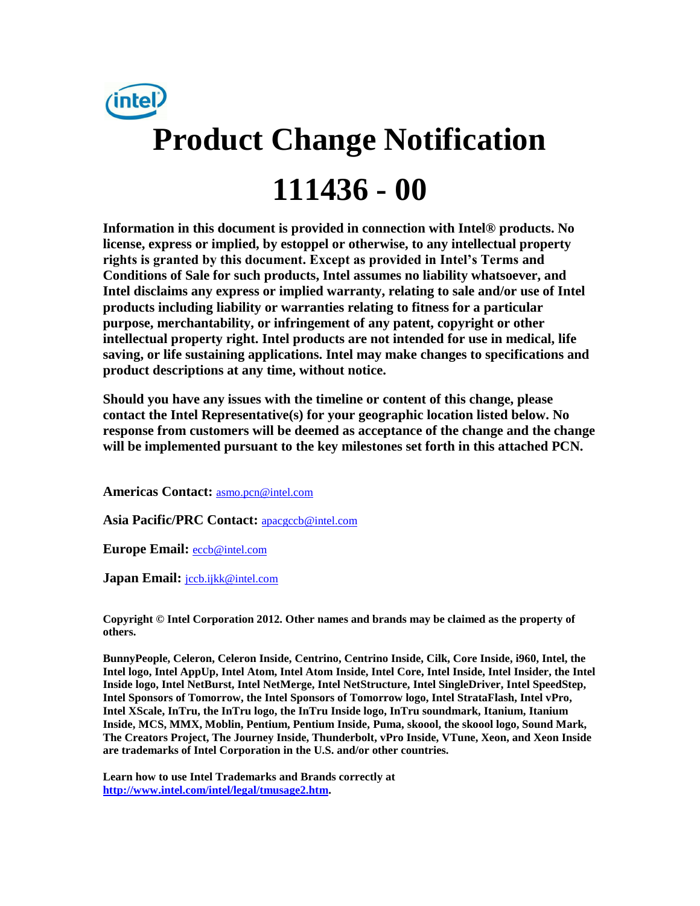# Product Change Notification

# 111436 - 00

**Information in this document is provided in connection with Intel® products. No license, express or implied, by estoppel or otherwise, to any intellectual property rights is granted by this document. Except as provided in Intel's Terms and Conditions of Sale for such products, Intel assumes no liability whatsoever, and Intel disclaims any express or implied warranty, relating to sale and/or use of Intel products including liability or warranties relating to fitness for a particular purpose, merchantability, or infringement of any patent, copyright or other intellectual property right. Intel products are not intended for use in medical, life saving, or life sustaining applications. Intel may make changes to specifications and product descriptions at any time, without notice.**

**Should you have any issues with the timeline or content of this change, please contact the Intel Representative(s) for your geographic location listed below. No response from customers will be deemed as acceptance of the change and the change will be implemented pursuant to the key milestones set forth in this attached PCN.**

**Americas Contact:** asmo.pcn@intel.com

**Asia Pacific/PRC Contact:** apacgccb@intel.com

**Europe Email:** eccb@intel.com

**Japan Email:** jccb.ijkk@intel.com

**Copyright © Intel Corporation 2012. Other names and brands may be claimed as the property of others.**

**BunnyPeople, Celeron, Celeron Inside, Centrino, Centrino Inside, Cilk, Core Inside, i960, Intel, the Intel logo, Intel AppUp, Intel Atom, Intel Atom Inside, Intel Core, Intel Inside, Intel Insider, the Intel Inside logo, Intel NetBurst, Intel NetMerge, Intel NetStructure, Intel SingleDriver, Intel SpeedStep, Intel Sponsors of Tomorrow, the Intel Sponsors of Tomorrow logo, Intel StrataFlash, Intel vPro, Intel XScale, InTru, the InTru logo, the InTru Inside logo, InTru soundmark, Itanium, Itanium Inside, MCS, MMX, Moblin, Pentium, Pentium Inside, Puma, skoool, the skoool logo, Sound Mark, The Creators Project, The Journey Inside, Thunderbolt, vPro Inside, VTune, Xeon, and Xeon Inside are trademarks of Intel Corporation in the U.S. and/or other countries.**

**Learn how to use Intel Trademarks and Brands correctly at http://www.intel.com/intel/legal/tmusage2.htm.**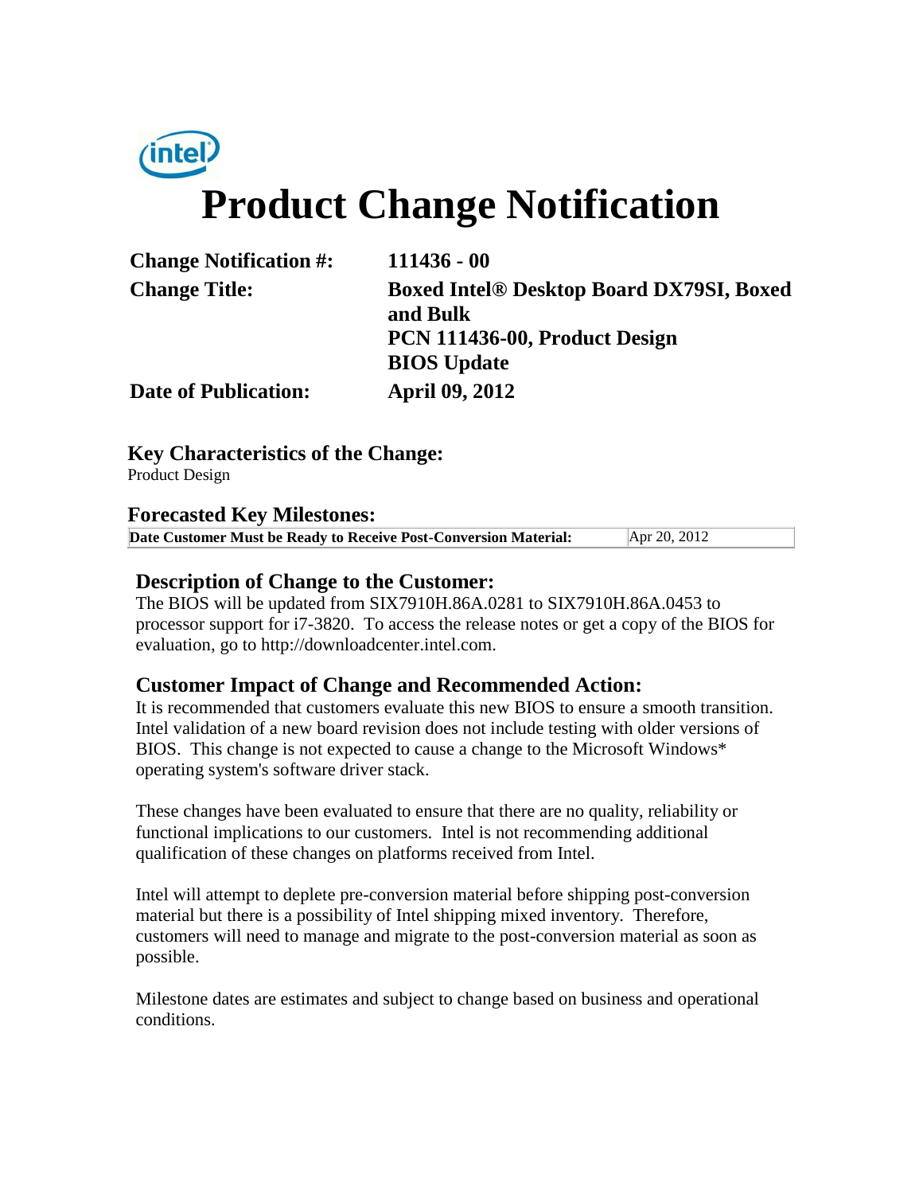# Product Change Notification

| | |
|---|---|
| **Change Notification #:** | **111436 - 00** |
| **Change Title:** | **Boxed Intel® Desktop Board DX79SI, Boxed and Bulk PCN 111436-00, Product Design BIOS Update** |
| **Date of Publication:** | **April 09, 2012** |

## Key Characteristics of the Change:

Product Design

## Forecasted Key Milestones:

| | |
|---|---|
| **Date Customer Must be Ready to Receive Post-Conversion Material:** | Apr 20, 2012 |

## Description of Change to the Customer:

The BIOS will be updated from SIX7910H.86A.0281 to SIX7910H.86A.0453 to processor support for i7-3820. To access the release notes or get a copy of the BIOS for evaluation, go to http://downloadcenter.intel.com.

## Customer Impact of Change and Recommended Action:

It is recommended that customers evaluate this new BIOS to ensure a smooth transition. Intel validation of a new board revision does not include testing with older versions of BIOS. This change is not expected to cause a change to the Microsoft Windows* operating system's software driver stack.

These changes have been evaluated to ensure that there are no quality, reliability or functional implications to our customers. Intel is not recommending additional qualification of these changes on platforms received from Intel.

Intel will attempt to deplete pre-conversion material before shipping post-conversion material but there is a possibility of Intel shipping mixed inventory. Therefore, customers will need to manage and migrate to the post-conversion material as soon as possible.

Milestone dates are estimates and subject to change based on business and operational conditions.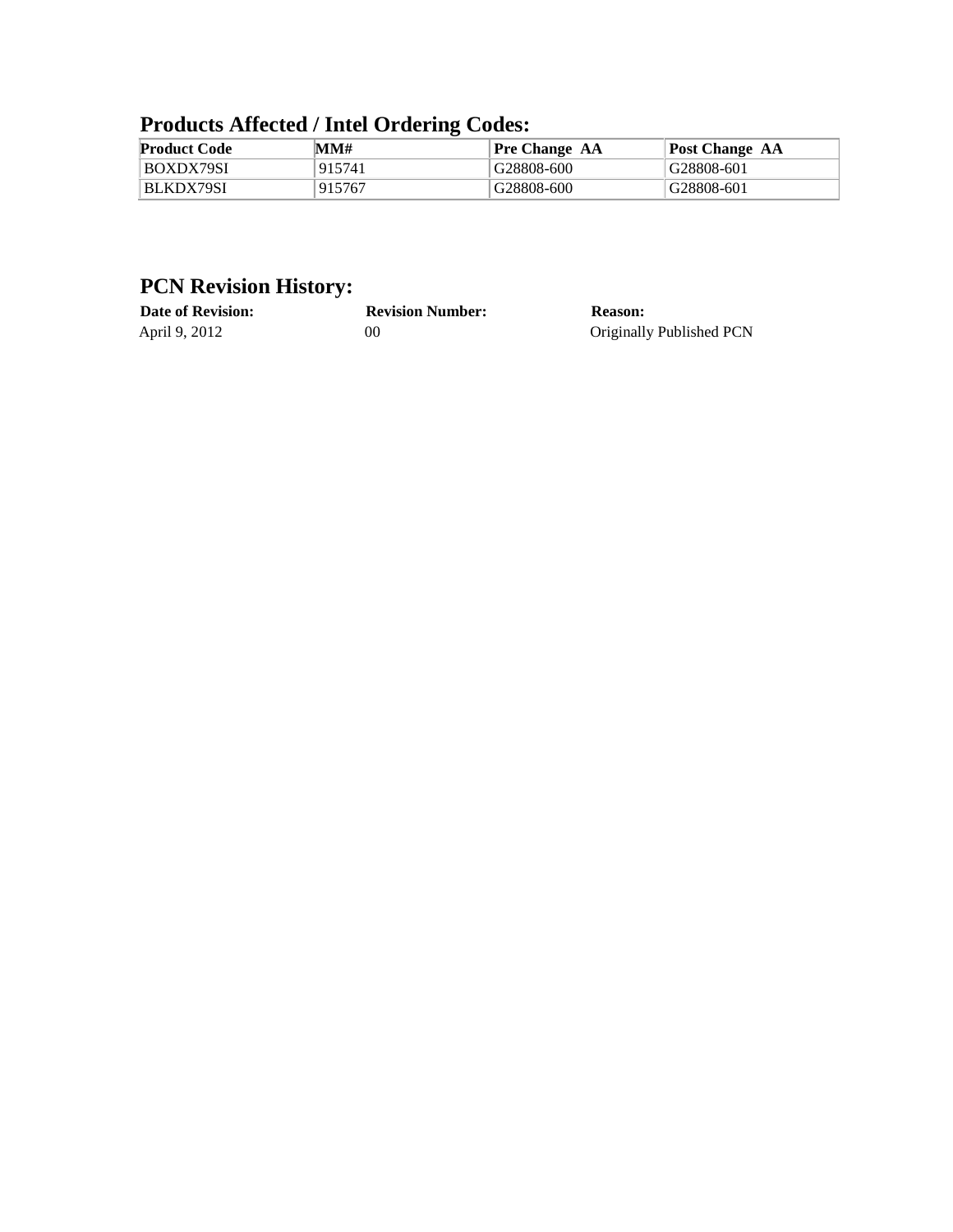## Products Affected / Intel Ordering Codes:

| Product Code | MM# | Pre Change AA | Post Change AA |
|---|---|---|---|
| BOXDX79SI | 915741 | G28808-600 | G28808-601 |
| BLKDX79SI | 915767 | G28808-600 | G28808-601 |

## PCN Revision History:

| Date of Revision: | Revision Number: | Reason: |
|---|---|---|
| April 9, 2012 | 00 | Originally Published PCN |